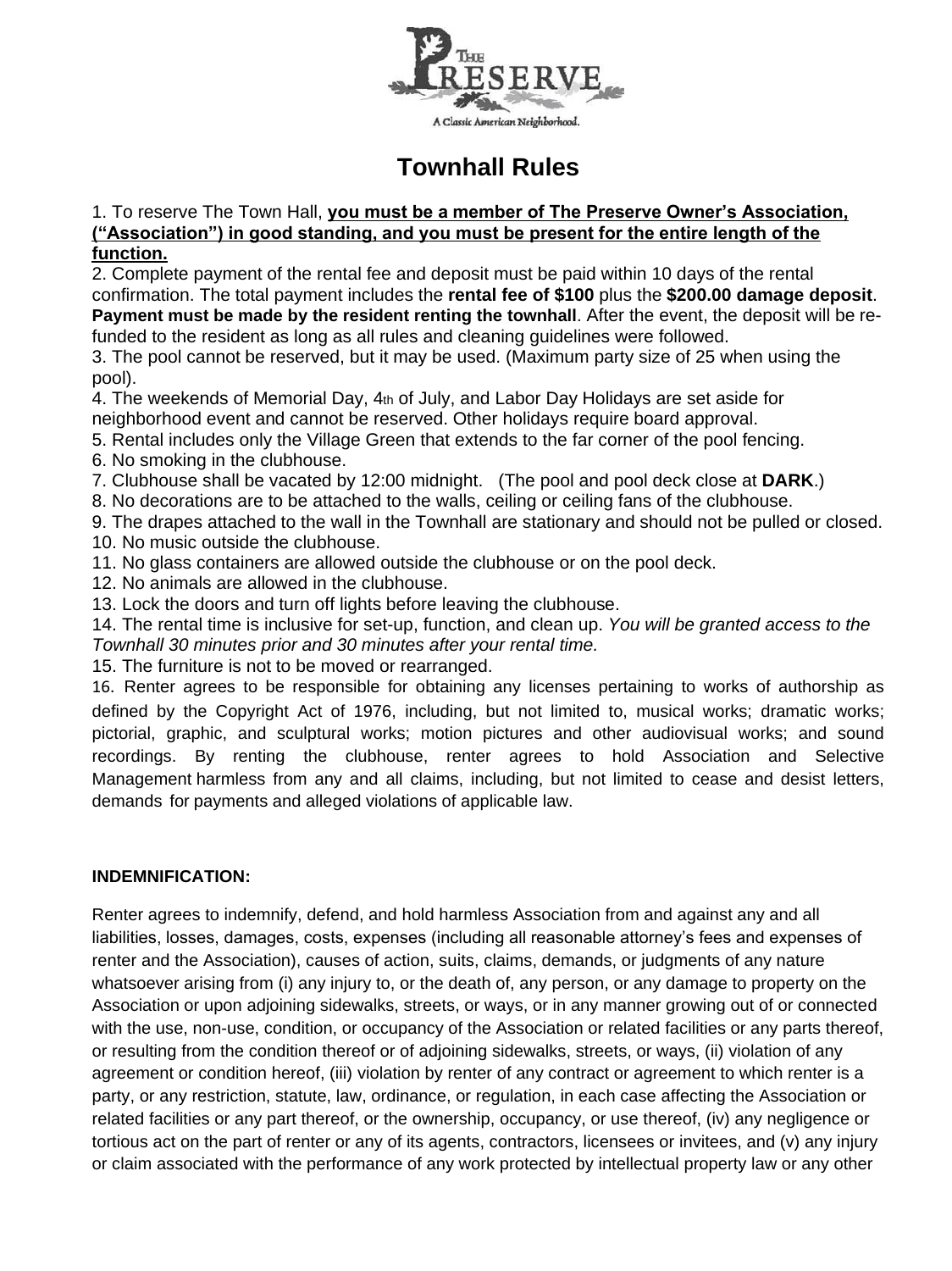# Townhall Rules

1. To reserve The Town Hall, **<u>you must be a member of The Preserve Owner's Association, ("Association") in good standing, and you must be present for the entire length of the function.</u>**
2. Complete payment of the rental fee and deposit must be paid within 10 days of the rental confirmation. The total payment includes the **rental fee of $100** plus the **$200.00 damage deposit**. **Payment must be made by the resident renting the townhall**. After the event, the deposit will be re-funded to the resident as long as all rules and cleaning guidelines were followed.
3. The pool cannot be reserved, but it may be used. (Maximum party size of 25 when using the pool).
4. The weekends of Memorial Day, 4th of July, and Labor Day Holidays are set aside for neighborhood event and cannot be reserved. Other holidays require board approval.
5. Rental includes only the Village Green that extends to the far corner of the pool fencing.
6. No smoking in the clubhouse.
7. Clubhouse shall be vacated by 12:00 midnight. (The pool and pool deck close at **DARK**.)
8. No decorations are to be attached to the walls, ceiling or ceiling fans of the clubhouse.
9. The drapes attached to the wall in the Townhall are stationary and should not be pulled or closed.
10. No music outside the clubhouse.
11. No glass containers are allowed outside the clubhouse or on the pool deck.
12. No animals are allowed in the clubhouse.
13. Lock the doors and turn off lights before leaving the clubhouse.
14. The rental time is inclusive for set-up, function, and clean up. *You will be granted access to the Townhall 30 minutes prior and 30 minutes after your rental time.*
15. The furniture is not to be moved or rearranged.
16. Renter agrees to be responsible for obtaining any licenses pertaining to works of authorship as defined by the Copyright Act of 1976, including, but not limited to, musical works; dramatic works; pictorial, graphic, and sculptural works; motion pictures and other audiovisual works; and sound recordings. By renting the clubhouse, renter agrees to hold Association and Selective Management harmless from any and all claims, including, but not limited to cease and desist letters, demands for payments and alleged violations of applicable law.

**INDEMNIFICATION:**

Renter agrees to indemnify, defend, and hold harmless Association from and against any and all liabilities, losses, damages, costs, expenses (including all reasonable attorney's fees and expenses of renter and the Association), causes of action, suits, claims, demands, or judgments of any nature whatsoever arising from (i) any injury to, or the death of, any person, or any damage to property on the Association or upon adjoining sidewalks, streets, or ways, or in any manner growing out of or connected with the use, non-use, condition, or occupancy of the Association or related facilities or any parts thereof, or resulting from the condition thereof or of adjoining sidewalks, streets, or ways, (ii) violation of any agreement or condition hereof, (iii) violation by renter of any contract or agreement to which renter is a party, or any restriction, statute, law, ordinance, or regulation, in each case affecting the Association or related facilities or any part thereof, or the ownership, occupancy, or use thereof, (iv) any negligence or tortious act on the part of renter or any of its agents, contractors, licensees or invitees, and (v) any injury or claim associated with the performance of any work protected by intellectual property law or any other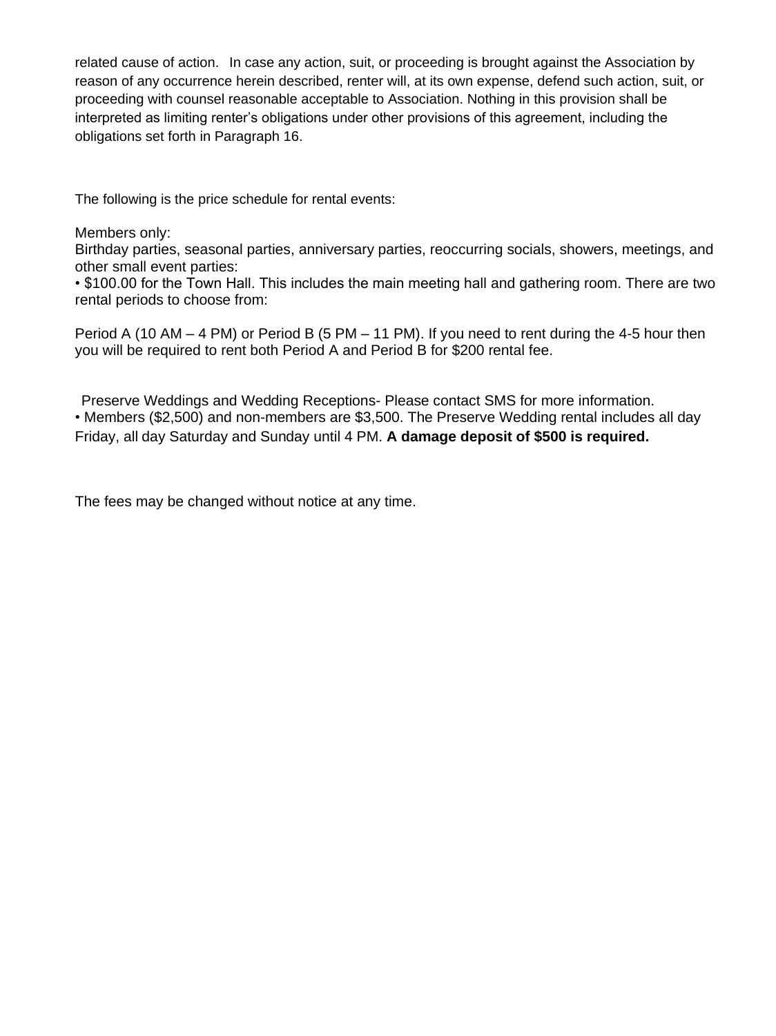related cause of action. In case any action, suit, or proceeding is brought against the Association by reason of any occurrence herein described, renter will, at its own expense, defend such action, suit, or proceeding with counsel reasonable acceptable to Association. Nothing in this provision shall be interpreted as limiting renter's obligations under other provisions of this agreement, including the obligations set forth in Paragraph 16.

The following is the price schedule for rental events:

Members only:
Birthday parties, seasonal parties, anniversary parties, reoccurring socials, showers, meetings, and other small event parties:
• $100.00 for the Town Hall. This includes the main meeting hall and gathering room. There are two rental periods to choose from:

Period A (10 AM – 4 PM) or Period B (5 PM – 11 PM). If you need to rent during the 4-5 hour then you will be required to rent both Period A and Period B for $200 rental fee.

Preserve Weddings and Wedding Receptions- Please contact SMS for more information.
• Members ($2,500) and non-members are $3,500. The Preserve Wedding rental includes all day Friday, all day Saturday and Sunday until 4 PM. **A damage deposit of $500 is required.**

The fees may be changed without notice at any time.